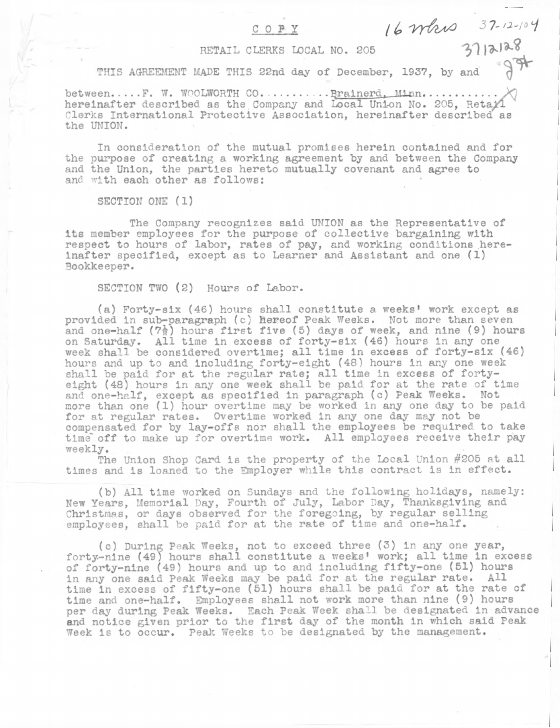C O P Y

16 wks 37-12-104
3712128

RETAIL CLERKS LOCAL NO. 205

THIS AGREEMENT MADE THIS 22nd day of December, 1937, by and between.....F. W. WOOLWORTH CO...........Brainerd, Minn............ hereinafter described as the Company and Local Union No. 205, Retail Clerks International Protective Association, hereinafter described as the UNION.

In consideration of the mutual promises herein contained and for the purpose of creating a working agreement by and between the Company and the Union, the parties hereto mutually covenant and agree to and with each other as follows:

SECTION ONE (1)

The Company recognizes said UNION as the Representative of its member employees for the purpose of collective bargaining with respect to hours of labor, rates of pay, and working conditions hereinafter specified, except as to Learner and Assistant and one (1) Bookkeeper.

SECTION TWO (2) Hours of Labor.

(a) Forty-six (46) hours shall constitute a weeks' work except as provided in sub-paragraph (c) hereof Peak Weeks. Not more than seven and one-half (7½) hours first five (5) days of week, and nine (9) hours on Saturday. All time in excess of forty-six (46) hours in any one week shall be considered overtime; all time in excess of forty-six (46) hours and up to and including forty-eight (48) hours in any one week shall be paid for at the regular rate; all time in excess of forty-eight (48) hours in any one week shall be paid for at the rate of time and one-half, except as specified in paragraph (c) Peak Weeks. Not more than one (1) hour overtime may be worked in any one day to be paid for at regular rates. Overtime worked in any one day may not be compensated for by lay-offs nor shall the employees be required to take time off to make up for overtime work. All employees receive their pay weekly.

The Union Shop Card is the property of the Local Union #205 at all times and is loaned to the Employer while this contract is in effect.

(b) All time worked on Sundays and the following holidays, namely: New Years, Memorial Day, Fourth of July, Labor Day, Thanksgiving and Christmas, or days observed for the foregoing, by regular selling employees, shall be paid for at the rate of time and one-half.

(c) During Peak Weeks, not to exceed three (3) in any one year, forty-nine (49) hours shall constitute a weeks' work; all time in excess of forty-nine (49) hours and up to and including fifty-one (51) hours in any one said Peak Weeks may be paid for at the regular rate. All time in excess of fifty-one (51) hours shall be paid for at the rate of time and one-half. Employees shall not work more than nine (9) hours per day during Peak Weeks. Each Peak Week shall be designated in advance and notice given prior to the first day of the month in which said Peak Week is to occur. Peak Weeks to be designated by the management.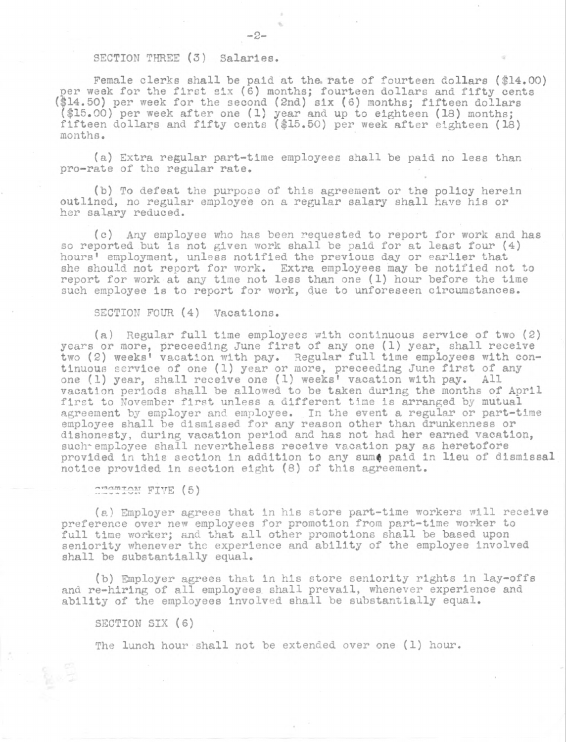SECTION THREE (3) Salaries.

Female clerks shall be paid at the rate of fourteen dollars ($14.00) per week for the first six (6) months; fourteen dollars and fifty cents ($14.50) per week for the second (2nd) six (6) months; fifteen dollars ($15.00) per week after one (1) year and up to eighteen (18) months; fifteen dollars and fifty cents ($15.50) per week after eighteen (18) months.

(a) Extra regular part-time employees shall be paid no less than pro-rate of the regular rate.

(b) To defeat the purpose of this agreement or the policy herein outlined, no regular employee on a regular salary shall have his or her salary reduced.

(c) Any employee who has been requested to report for work and has so reported but is not given work shall be paid for at least four (4) hours' employment, unless notified the previous day or earlier that she should not report for work. Extra employees may be notified not to report for work at any time not less than one (1) hour before the time such employee is to report for work, due to unforeseen circumstances.

SECTION FOUR (4) Vacations.

(a) Regular full time employees with continuous service of two (2) years or more, preceeding June first of any one (1) year, shall receive two (2) weeks' vacation with pay. Regular full time employees with continuous service of one (1) year or more, preceeding June first of any one (1) year, shall receive one (1) weeks' vacation with pay. All vacation periods shall be allowed to be taken during the months of April first to November first unless a different time is arranged by mutual agreement by employer and employee. In the event a regular or part-time employee shall be dismissed for any reason other than drunkenness or dishonesty, during vacation period and has not had her earned vacation, such employee shall nevertheless receive vacation pay as heretofore provided in this section in addition to any sum paid in lieu of dismissal notice provided in section eight (8) of this agreement.

SECTION FIVE (5)

(a) Employer agrees that in his store part-time workers will receive preference over new employees for promotion from part-time worker to full time worker; and that all other promotions shall be based upon seniority whenever the experience and ability of the employee involved shall be substantially equal.

(b) Employer agrees that in his store seniority rights in lay-offs and re-hiring of all employees shall prevail, whenever experience and ability of the employees involved shall be substantially equal.

SECTION SIX (6)

The lunch hour shall not be extended over one (1) hour.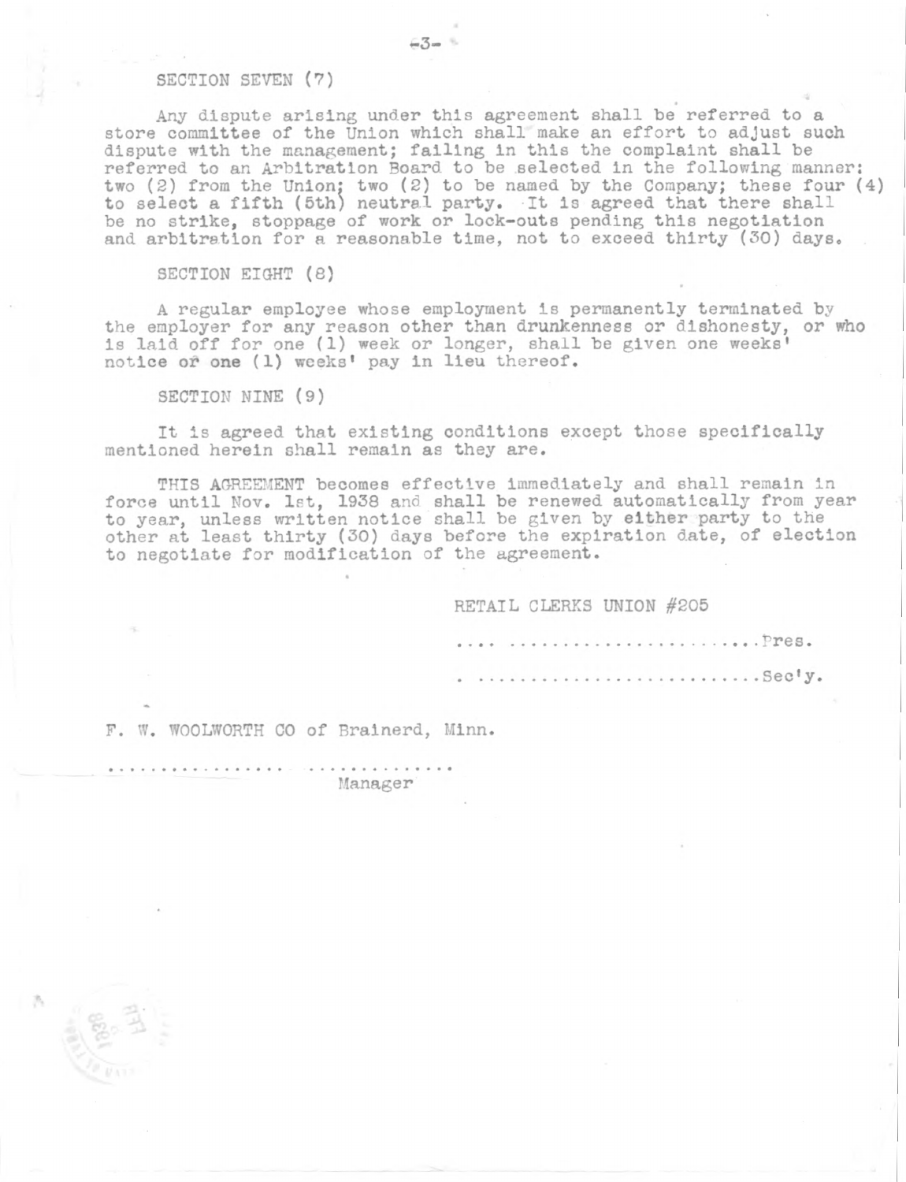SECTION SEVEN (7)

Any dispute arising under this agreement shall be referred to a store committee of the Union which shall make an effort to adjust such dispute with the management; failing in this the complaint shall be referred to an Arbitration Board to be selected in the following manner: two (2) from the Union; two (2) to be named by the Company; these four (4) to select a fifth (5th) neutral party. It is agreed that there shall be no strike, stoppage of work or lock-outs pending this negotiation and arbitration for a reasonable time, not to exceed thirty (30) days.

SECTION EIGHT (8)

A regular employee whose employment is permanently terminated by the employer for any reason other than drunkenness or dishonesty, or who is laid off for one (1) week or longer, shall be given one weeks' notice of one (1) weeks' pay in lieu thereof.

SECTION NINE (9)

It is agreed that existing conditions except those specifically mentioned herein shall remain as they are.

THIS AGREEMENT becomes effective immediately and shall remain in force until Nov. 1st, 1938 and shall be renewed automatically from year to year, unless written notice shall be given by either party to the other at least thirty (30) days before the expiration date, of election to negotiate for modification of the agreement.

RETAIL CLERKS UNION #205

.... ........................Pres.

. ..........................Sec'y.

F. W. WOOLWORTH CO of Brainerd, Minn.

................. ..............
Manager